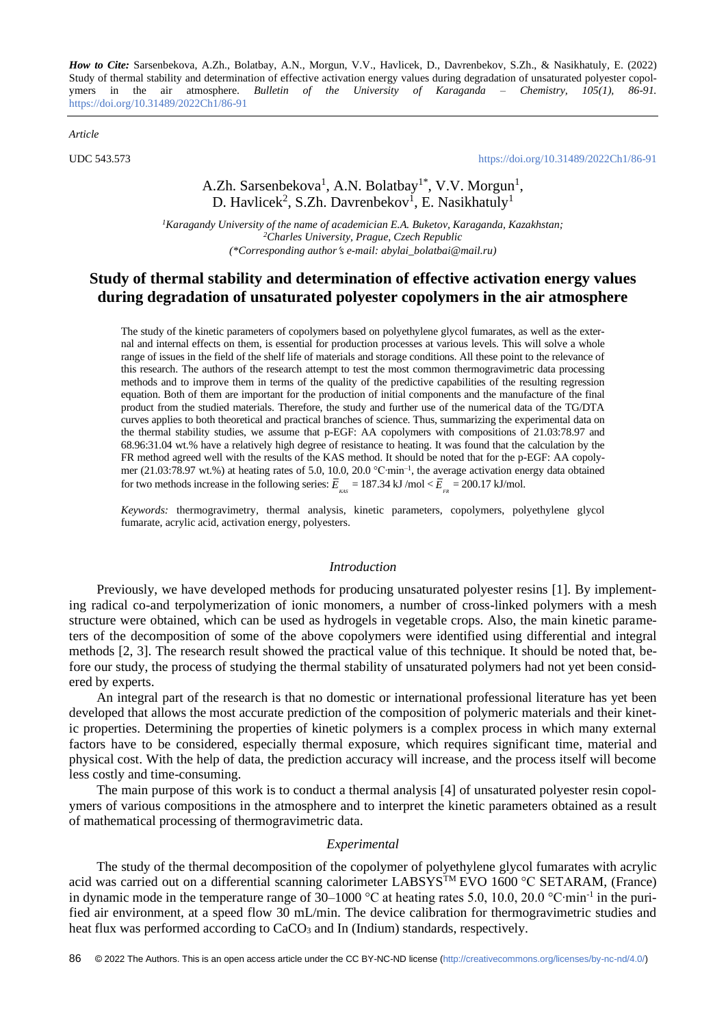***How to Cite:*** Sarsenbekova, A.Zh., Bolatbay, A.N., Morgun, V.V., Havlicek, D., Davrenbekov, S.Zh., & Nasikhatuly, E. (2022) Study of thermal stability and determination of effective activation energy values during degradation of unsaturated polyester copolymers in the air atmosphere. *Bulletin of the University of Karaganda – Chemistry, 105(1), 86-91.* https://doi.org/10.31489/2022Ch1/86-91

*Article*

UDC 543.573 https://doi.org/10.31489/2022Ch1/86-91

A.Zh. Sarsenbekova[1], A.N. Bolatbay[1*], V.V. Morgun[1], D. Havlicek[2], S.Zh. Davrenbekov[1], E. Nasikhatuly[1]

[1]*Karagandy University of the name of academician E.A. Buketov, Karaganda, Kazakhstan;*
[2]*Charles University, Prague, Czech Republic*
*(\*Corresponding author's e-mail: abylai_bolatbai@mail.ru)*

# Study of thermal stability and determination of effective activation energy values during degradation of unsaturated polyester copolymers in the air atmosphere

The study of the kinetic parameters of copolymers based on polyethylene glycol fumarates, as well as the external and internal effects on them, is essential for production processes at various levels. This will solve a whole range of issues in the field of the shelf life of materials and storage conditions. All these point to the relevance of this research. The authors of the research attempt to test the most common thermogravimetric data processing methods and to improve them in terms of the quality of the predictive capabilities of the resulting regression equation. Both of them are important for the production of initial components and the manufacture of the final product from the studied materials. Therefore, the study and further use of the numerical data of the TG/DTA curves applies to both theoretical and practical branches of science. Thus, summarizing the experimental data on the thermal stability studies, we assume that p-EGF: AA copolymers with compositions of 21.03:78.97 and 68.96:31.04 wt.% have a relatively high degree of resistance to heating. It was found that the calculation by the FR method agreed well with the results of the KAS method. It should be noted that for the p-EGF: AA copolymer (21.03:78.97 wt.%) at heating rates of 5.0, 10.0, 20.0 °C·min$^{-1}$, the average activation energy data obtained for two methods increase in the following series: $\bar{E}_{KAS}$ = 187.34 kJ /mol < $\bar{E}_{FR}$ = 200.17 kJ/mol.

*Keywords:* thermogravimetry, thermal analysis, kinetic parameters, copolymers, polyethylene glycol fumarate, acrylic acid, activation energy, polyesters.

## *Introduction*

Previously, we have developed methods for producing unsaturated polyester resins [1]. By implementing radical co-and terpolymerization of ionic monomers, a number of cross-linked polymers with a mesh structure were obtained, which can be used as hydrogels in vegetable crops. Also, the main kinetic parameters of the decomposition of some of the above copolymers were identified using differential and integral methods [2, 3]. The research result showed the practical value of this technique. It should be noted that, before our study, the process of studying the thermal stability of unsaturated polymers had not yet been considered by experts.

An integral part of the research is that no domestic or international professional literature has yet been developed that allows the most accurate prediction of the composition of polymeric materials and their kinetic properties. Determining the properties of kinetic polymers is a complex process in which many external factors have to be considered, especially thermal exposure, which requires significant time, material and physical cost. With the help of data, the prediction accuracy will increase, and the process itself will become less costly and time-consuming.

The main purpose of this work is to conduct a thermal analysis [4] of unsaturated polyester resin copolymers of various compositions in the atmosphere and to interpret the kinetic parameters obtained as a result of mathematical processing of thermogravimetric data.

## *Experimental*

The study of the thermal decomposition of the copolymer of polyethylene glycol fumarates with acrylic acid was carried out on a differential scanning calorimeter LABSYS$^{TM}$ EVO 1600 °C SETARAM, (France) in dynamic mode in the temperature range of 30–1000 °C at heating rates 5.0, 10.0, 20.0 °C·min$^{-1}$ in the purified air environment, at a speed flow 30 mL/min. The device calibration for thermogravimetric studies and heat flux was performed according to $CaCO_3$ and In (Indium) standards, respectively.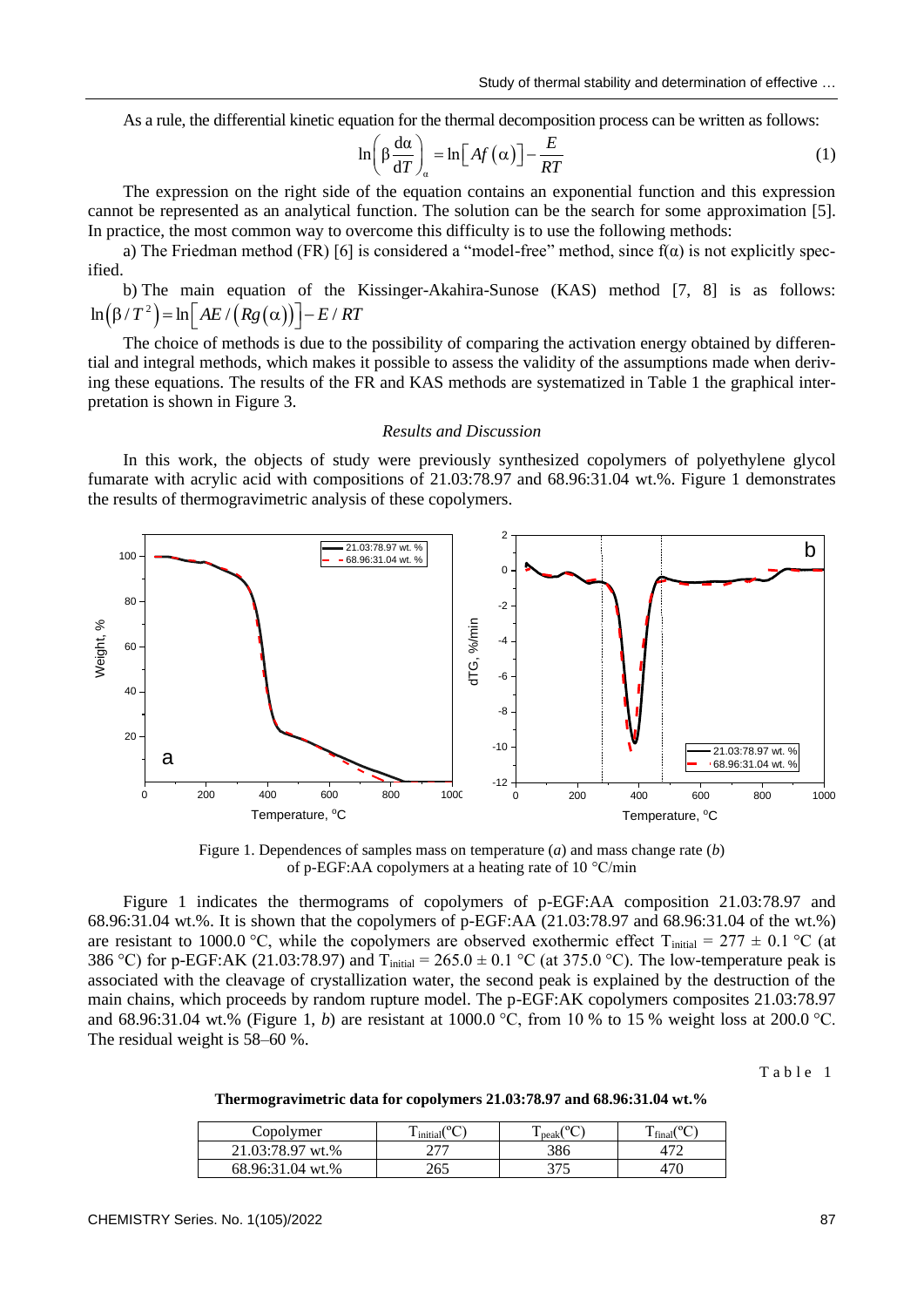As a rule, the differential kinetic equation for the thermal decomposition process can be written as follows:

$$\ln\left(\beta \frac{d\alpha}{dT}\right)_{\alpha} = \ln\left[Af(\alpha)\right] - \frac{E}{RT} \tag{1}$$

The expression on the right side of the equation contains an exponential function and this expression cannot be represented as an analytical function. The solution can be the search for some approximation [5]. In practice, the most common way to overcome this difficulty is to use the following methods:

a) The Friedman method (FR) [6] is considered a "model-free" method, since $f(\alpha)$ is not explicitly specified.

b) The main equation of the Kissinger-Akahira-Sunose (KAS) method [7, 8] is as follows: $\ln\left(\beta / T^2\right) = \ln\left[AE / \left(Rg(\alpha)\right)\right] - E / RT$

The choice of methods is due to the possibility of comparing the activation energy obtained by differential and integral methods, which makes it possible to assess the validity of the assumptions made when deriving these equations. The results of the FR and KAS methods are systematized in Table 1 the graphical interpretation is shown in Figure 3.

## *Results and Discussion*

In this work, the objects of study were previously synthesized copolymers of polyethylene glycol fumarate with acrylic acid with compositions of 21.03:78.97 and 68.96:31.04 wt.%. Figure 1 demonstrates the results of thermogravimetric analysis of these copolymers.

Figure 1. Dependences of samples mass on temperature (*a*) and mass change rate (*b*) of p-EGF:AA copolymers at a heating rate of 10 °C/min

Figure 1 indicates the thermograms of copolymers of p-EGF:AA composition 21.03:78.97 and 68.96:31.04 wt.%. It is shown that the copolymers of p-EGF:AA (21.03:78.97 and 68.96:31.04 of the wt.%) are resistant to 1000.0 °C, while the copolymers are observed exothermic effect $T_{initial}$ = 277 ± 0.1 °C (at 386 °C) for p-EGF:AK (21.03:78.97) and $T_{initial}$ = 265.0 ± 0.1 °C (at 375.0 °C). The low-temperature peak is associated with the cleavage of crystallization water, the second peak is explained by the destruction of the main chains, which proceeds by random rupture model. The p-EGF:AK copolymers composites 21.03:78.97 and 68.96:31.04 wt.% (Figure 1, *b*) are resistant at 1000.0 °C, from 10 % to 15 % weight loss at 200.0 °C. The residual weight is 58–60 %.

Table 1

**Thermogravimetric data for copolymers 21.03:78.97 and 68.96:31.04 wt.%**

| Copolymer | $T_{initial}$(°C) | $T_{peak}$(°C) | $T_{final}$(°C) |
|---|---|---|---|
| 21.03:78.97 wt.% | 277 | 386 | 472 |
| 68.96:31.04 wt.% | 265 | 375 | 470 |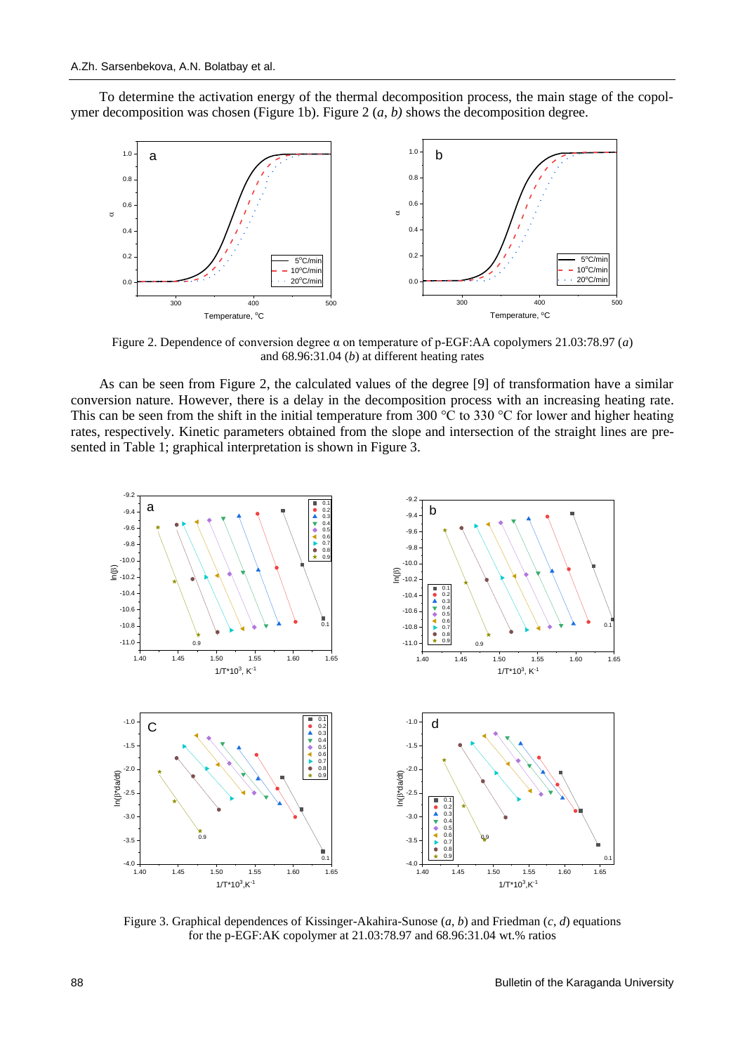To determine the activation energy of the thermal decomposition process, the main stage of the copolymer decomposition was chosen (Figure 1b). Figure 2 (*a*, *b)* shows the decomposition degree.

Figure 2. Dependence of conversion degree α on temperature of p-EGF:AA copolymers 21.03:78.97 (*a*) and 68.96:31.04 (*b*) at different heating rates

As can be seen from Figure 2, the calculated values of the degree [9] of transformation have a similar conversion nature. However, there is a delay in the decomposition process with an increasing heating rate. This can be seen from the shift in the initial temperature from 300 °C to 330 °C for lower and higher heating rates, respectively. Kinetic parameters obtained from the slope and intersection of the straight lines are presented in Table 1; graphical interpretation is shown in Figure 3.

Figure 3. Graphical dependences of Kissinger-Akahira-Sunose (*a*, *b*) and Friedman (*c*, *d*) equations for the p-EGF:AK copolymer at 21.03:78.97 and 68.96:31.04 wt.% ratios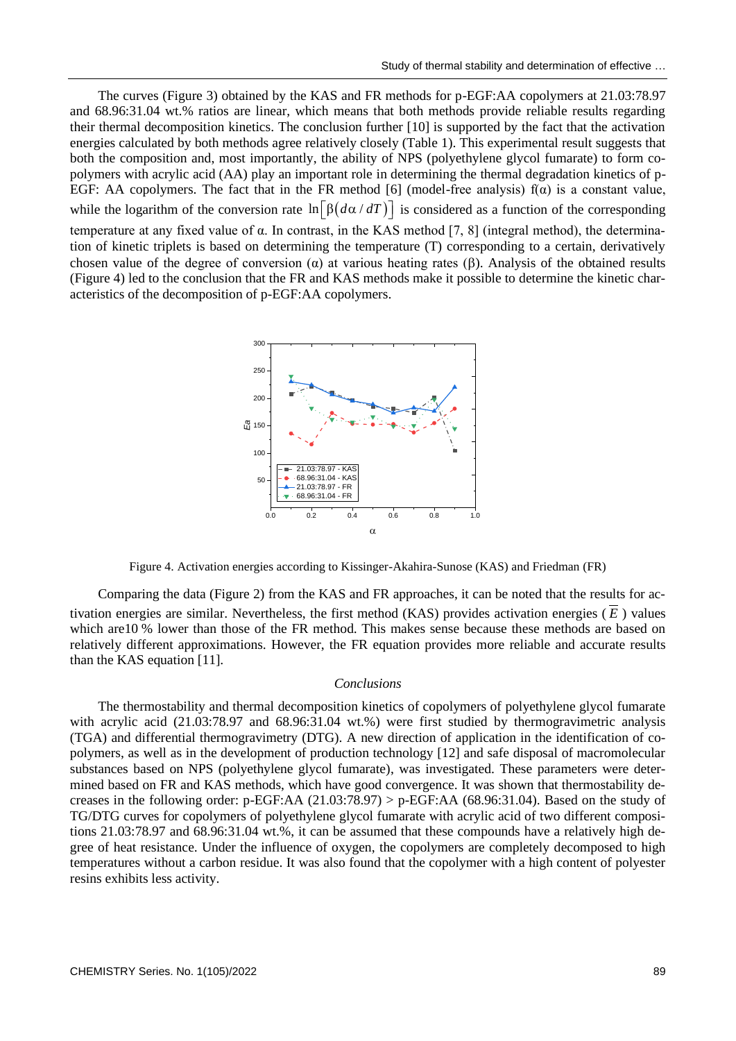The curves (Figure 3) obtained by the KAS and FR methods for p-EGF:AA copolymers at 21.03:78.97 and 68.96:31.04 wt.% ratios are linear, which means that both methods provide reliable results regarding their thermal decomposition kinetics. The conclusion further [10] is supported by the fact that the activation energies calculated by both methods agree relatively closely (Table 1). This experimental result suggests that both the composition and, most importantly, the ability of NPS (polyethylene glycol fumarate) to form copolymers with acrylic acid (AA) play an important role in determining the thermal degradation kinetics of p-EGF: AA copolymers. The fact that in the FR method [6] (model-free analysis) $f(\alpha)$ is a constant value, while the logarithm of the conversion rate $\ln\left[\beta\left(d\alpha/dT\right)\right]$ is considered as a function of the corresponding temperature at any fixed value of $\alpha$. In contrast, in the KAS method [7, 8] (integral method), the determination of kinetic triplets is based on determining the temperature (T) corresponding to a certain, derivatively chosen value of the degree of conversion ($\alpha$) at various heating rates ($\beta$). Analysis of the obtained results (Figure 4) led to the conclusion that the FR and KAS methods make it possible to determine the kinetic characteristics of the decomposition of p-EGF:AA copolymers.

Figure 4. Activation energies according to Kissinger-Akahira-Sunose (KAS) and Friedman (FR)

Comparing the data (Figure 2) from the KAS and FR approaches, it can be noted that the results for activation energies are similar. Nevertheless, the first method (KAS) provides activation energies ($\overline{E}$) values which are10 % lower than those of the FR method. This makes sense because these methods are based on relatively different approximations. However, the FR equation provides more reliable and accurate results than the KAS equation [11].

## *Conclusions*

The thermostability and thermal decomposition kinetics of copolymers of polyethylene glycol fumarate with acrylic acid (21.03:78.97 and 68.96:31.04 wt.%) were first studied by thermogravimetric analysis (TGA) and differential thermogravimetry (DTG). A new direction of application in the identification of copolymers, as well as in the development of production technology [12] and safe disposal of macromolecular substances based on NPS (polyethylene glycol fumarate), was investigated. These parameters were determined based on FR and KAS methods, which have good convergence. It was shown that thermostability decreases in the following order: p-EGF:AA (21.03:78.97) > p-EGF:AA (68.96:31.04). Based on the study of TG/DTG curves for copolymers of polyethylene glycol fumarate with acrylic acid of two different compositions 21.03:78.97 and 68.96:31.04 wt.%, it can be assumed that these compounds have a relatively high degree of heat resistance. Under the influence of oxygen, the copolymers are completely decomposed to high temperatures without a carbon residue. It was also found that the copolymer with a high content of polyester resins exhibits less activity.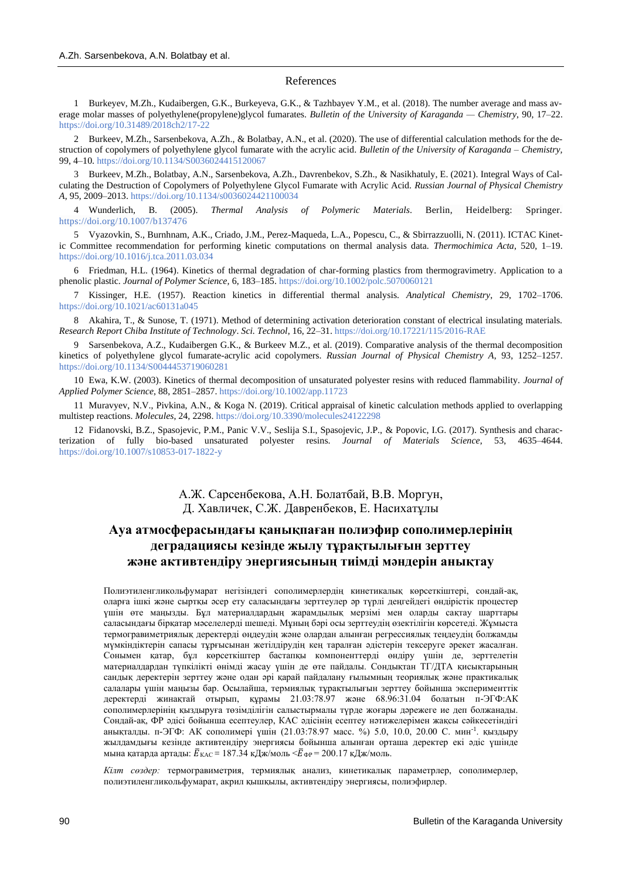## References

1 Burkeyev, M.Zh., Kudaibergen, G.K., Burkeyeva, G.K., & Tazhbayev Y.M., et al. (2018). The number average and mass average molar masses of polyethylene(propylene)glycol fumarates. *Bulletin of the University of Karaganda — Chemistry*, 90, 17–22. https://doi.org/10.31489/2018ch2/17-22

2 Burkeev, M.Zh., Sarsenbekova, A.Zh., & Bolatbay, A.N., et al. (2020). The use of differential calculation methods for the destruction of copolymers of polyethylene glycol fumarate with the acrylic acid. *Bulletin of the University of Karaganda – Chemistry*, 99, 4–10. https://doi.org/10.1134/S0036024415120067

3 Burkeev, M.Zh., Bolatbay, A.N., Sarsenbekova, A.Zh., Davrenbekov, S.Zh., & Nasikhatuly, E. (2021). Integral Ways of Calculating the Destruction of Copolymers of Polyethylene Glycol Fumarate with Acrylic Acid. *Russian Journal of Physical Chemistry A*, 95, 2009–2013. https://doi.org/10.1134/s0036024421100034

4 Wunderlich, B. (2005). *Thermal Analysis of Polymeric Materials*. Berlin, Heidelberg: Springer. https://doi.org/10.1007/b137476

5 Vyazovkin, S., Burnhnam, A.K., Criado, J.M., Perez-Maqueda, L.A., Popescu, C., & Sbirrazzuolli, N. (2011). ICTAC Kinetic Committee recommendation for performing kinetic computations on thermal analysis data. *Thermochimica Acta*, 520, 1–19. https://doi.org/10.1016/j.tca.2011.03.034

6 Friedman, H.L. (1964). Kinetics of thermal degradation of char-forming plastics from thermogravimetry. Application to a phenolic plastic. *Journal of Polymer Science*, 6, 183–185. https://doi.org/10.1002/polc.5070060121

7 Kissinger, H.E. (1957). Reaction kinetics in differential thermal analysis. *Analytical Chemistry*, 29, 1702–1706. https://doi.org/10.1021/ac60131a045

8 Akahira, T., & Sunose, T. (1971). Method of determining activation deterioration constant of electrical insulating materials. *Research Report Chiba Institute of Technology*. *Sci. Technol*, 16, 22–31. https://doi.org/10.17221/115/2016-RAE

9 Sarsenbekova, A.Z., Kudaibergen G.K., & Burkeev M.Z., et al. (2019). Comparative analysis of the thermal decomposition kinetics of polyethylene glycol fumarate-acrylic acid copolymers. *Russian Journal of Physical Chemistry A*, 93, 1252–1257. https://doi.org/10.1134/S0044453719060281

10 Ewa, K.W. (2003). Kinetics of thermal decomposition of unsaturated polyester resins with reduced flammability. *Journal of Applied Polymer Science*, 88, 2851–2857. https://doi.org/10.1002/app.11723

11 Muravyev, N.V., Pivkina, A.N., & Koga N. (2019). Critical appraisal of kinetic calculation methods applied to overlapping multistep reactions. *Molecules*, 24, 2298. https://doi.org/10.3390/molecules24122298

12 Fidanovski, B.Z., Spasojevic, P.M., Panic V.V., Seslija S.I., Spasojevic, J.P., & Popovic, I.G. (2017). Synthesis and characterization of fully bio-based unsaturated polyester resins. *Journal of Materials Science*, 53, 4635–4644. https://doi.org/10.1007/s10853-017-1822-y

А.Ж. Сарсенбекова, А.Н. Болатбай, В.В. Моргун, Д. Хавличек, С.Ж. Давренбеков, Е. Насихатұлы

# Ауа атмосферасындағы қанықпаған полиэфир сополимерлерінің деградациясы кезінде жылу тұрақтылығын зерттеу және активтендіру энергиясының тиімді мәндерін анықтау

Полиэтиленгликольфумарат негізіндегі сополимерлердің кинетикалық көрсеткіштері, сондай-ақ, оларға ішкі және сыртқы әсер ету салаларындағы зерттеулер әр түрлі деңгейдегі өндірістік процестер үшін өте маңызды. Бұл материалдардың жарамдылық мерзімі мен оларды сақтау шарттары саласындағы бірқатар мәселелерді шешеді. Мұның бәрі осы зерттеудің өзектілігін көрсетеді. Жұмыста термогравиметриялық деректерді өңдеудің және олардан алынған регрессиялық теңдеудің болжамды мүмкіндіктерін сапасы тұрғысынан жетілдірудің кең таралған әдістерін тексеруге әрекет жасалған. Сонымен қатар, бұл көрсеткіштер бастапқы компоненттерді өндіру үшін де, зерттелетін материалдардан түпкілікті өнімді жасау үшін де өте пайдалы. Сондықтан ТГ/ДТА қисықтарының сандық деректерін зерттеу және одан әрі қарай пайдалану ғылымның теориялық және практикалық салалары үшін маңызы бар. Осылайша, термиялық тұрақтылығын зерттеу бойынша эксперименттік деректерді жинақтай отырып, құрамы 21.03:78.97 және 68.96:31.04 болатын п-ЭГФ:АК сополимерлерінің қыздыруға төзімділігін салыстырмалы түрде жоғары дәрежеге ие деп болжанады. Сондай-ақ, ФР әдісі бойынша есептеулер, КАС әдісінің есептеу нәтижелерімен жақсы сәйкесетіндігі анықталды. п-ЭГФ: АК сополимері үшін (21.03:78.97 масс. %) 5.0, 10.0, 20.00 С. мин$^{-1}$. қыздыру жылдамдығы кезінде активтендіру энергиясы бойынша алынған орташа деректер екі әдіс үшінде мына қатарда артады: $\bar{E}_{КАС} = 187.34$ кДж/моль $< \bar{E}_{ФР} = 200.17$ кДж/моль.

*Кілт сөздер:* термогравиметрия, термиялық анализ, кинетикалық параметрлер, сополимерлер, полиэтиленгликольфумарат, акрил қышқылы, активтендіру энергиясы, полиэфирлер.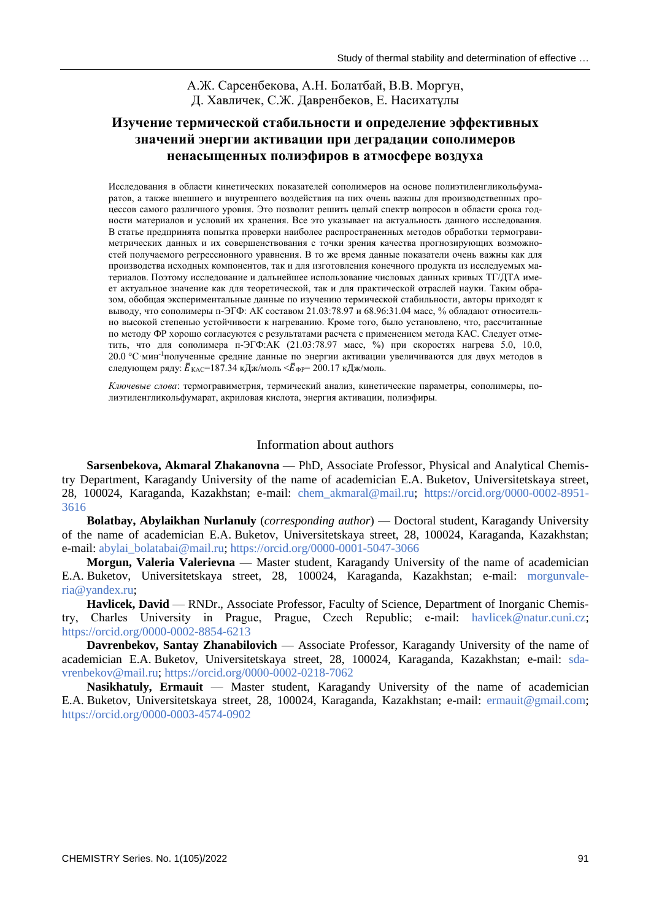А.Ж. Сарсенбекова, А.Н. Болатбай, В.В. Моргун, Д. Хавличек, С.Ж. Давренбеков, Е. Насихатұлы

# Изучение термической стабильности и определение эффективных значений энергии активации при деградации сополимеров ненасыщенных полиэфиров в атмосфере воздуха

Исследования в области кинетических показателей сополимеров на основе полиэтиленгликольфумаратов, а также внешнего и внутреннего воздействия на них очень важны для производственных процессов самого различного уровня. Это позволит решить целый спектр вопросов в области срока годности материалов и условий их хранения. Все это указывает на актуальность данного исследования. В статье предпринята попытка проверки наиболее распространенных методов обработки термогравиметрических данных и их совершенствования с точки зрения качества прогнозирующих возможностей получаемого регрессионного уравнения. В то же время данные показатели очень важны как для производства исходных компонентов, так и для изготовления конечного продукта из исследуемых материалов. Поэтому исследование и дальнейшее использование числовых данных кривых ТГ/ДТА имеет актуальное значение как для теоретической, так и для практической отраслей науки. Таким образом, обобщая экспериментальные данные по изучению термической стабильности, авторы приходят к выводу, что сополимеры п-ЭГФ: АК составом 21.03:78.97 и 68.96:31.04 масс, % обладают относительно высокой степенью устойчивости к нагреванию. Кроме того, было установлено, что, рассчитанные по методу ФР хорошо согласуются с результатами расчета с применением метода КАС. Следует отметить, что для сополимера п-ЭГФ:АК (21.03:78.97 масс, %) при скоростях нагрева 5.0, 10.0, 20.0 °C·мин$^{-1}$полученные средние данные по энергии активации увеличиваются для двух методов в следующем ряду: $\bar{E}_{КАС}$=187.34 кДж/моль <$\bar{E}_{ФР}$= 200.17 кДж/моль.

*Ключевые слова*: термогравиметрия, термический анализ, кинетические параметры, сополимеры, полиэтиленгликольфумарат, акриловая кислота, энергия активации, полиэфиры.

## Information about authors

**Sarsenbekova, Akmaral Zhakanovna** — PhD, Associate Professor, Physical and Analytical Chemistry Department, Karagandy University of the name of academician E.A. Buketov, Universitetskaya street, 28, 100024, Karaganda, Kazakhstan; e-mail: chem_akmaral@mail.ru; https://orcid.org/0000-0002-8951-3616

**Bolatbay, Abylaikhan Nurlanuly** (*corresponding author*) — Doctoral student, Karagandy University of the name of academician E.A. Buketov, Universitetskaya street, 28, 100024, Karaganda, Kazakhstan; e-mail: abylai_bolatabai@mail.ru; https://orcid.org/0000-0001-5047-3066

**Morgun, Valeria Valerievna** — Master student, Karagandy University of the name of academician E.A. Buketov, Universitetskaya street, 28, 100024, Karaganda, Kazakhstan; e-mail: morgunvaleria@yandex.ru;

**Havlicek, David** — RNDr., Associate Professor, Faculty of Science, Department of Inorganic Chemistry, Charles University in Prague, Prague, Czech Republic; e-mail: havlicek@natur.cuni.cz; https://orcid.org/0000-0002-8854-6213

**Davrenbekov, Santay Zhanabilovich** — Associate Professor, Karagandy University of the name of academician E.A. Buketov, Universitetskaya street, 28, 100024, Karaganda, Kazakhstan; e-mail: sdavrenbekov@mail.ru; https://orcid.org/0000-0002-0218-7062

**Nasikhatuly, Ermauit** — Master student, Karagandy University of the name of academician E.A. Buketov, Universitetskaya street, 28, 100024, Karaganda, Kazakhstan; e-mail: ermauit@gmail.com; https://orcid.org/0000-0003-4574-0902